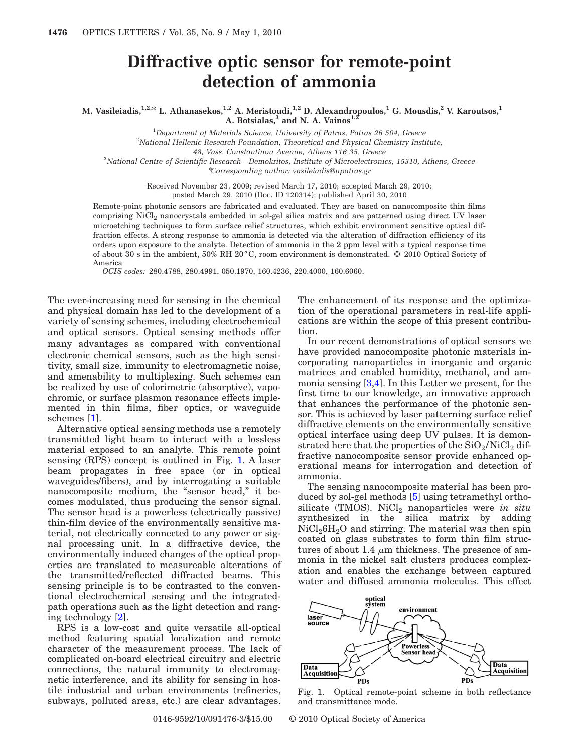# Diffractive optic sensor for remote-point detection of ammonia

**M. Vasileiadis,[1,2,*] L. Athanasekos,[1,2] A. Meristoudi,[1,2] D. Alexandropoulos,[1] G. Mousdis,[2] V. Karoutsos,[1] A. Botsialas,[3] and N. A. Vainos[1,2]**

[1]*Department of Materials Science, University of Patras, Patras 26 504, Greece*
[2]*National Hellenic Research Foundation, Theoretical and Physical Chemistry Institute, 48, Vass. Constantinou Avenue, Athens 116 35, Greece*
[3]*National Centre of Scientific Research—Demokritos, Institute of Microelectronics, 15310, Athens, Greece*
*\*Corresponding author: vasileiadis@upatras.gr*

Received November 23, 2009; revised March 17, 2010; accepted March 29, 2010; posted March 29, 2010 (Doc. ID 120314); published April 30, 2010

Remote-point photonic sensors are fabricated and evaluated. They are based on nanocomposite thin films comprising $NiCl_2$ nanocrystals embedded in sol-gel silica matrix and are patterned using direct UV laser microetching techniques to form surface relief structures, which exhibit environment sensitive optical diffraction effects. A strong response to ammonia is detected via the alteration of diffraction efficiency of its orders upon exposure to the analyte. Detection of ammonia in the 2 ppm level with a typical response time of about 30 s in the ambient, 50% RH 20°C, room environment is demonstrated. © 2010 Optical Society of America

*OCIS codes:* 280.4788, 280.4991, 050.1970, 160.4236, 220.4000, 160.6060.

The ever-increasing need for sensing in the chemical and physical domain has led to the development of a variety of sensing schemes, including electrochemical and optical sensors. Optical sensing methods offer many advantages as compared with conventional electronic chemical sensors, such as the high sensitivity, small size, immunity to electromagnetic noise, and amenability to multiplexing. Such schemes can be realized by use of colorimetric (absorptive), vapochromic, or surface plasmon resonance effects implemented in thin films, fiber optics, or waveguide schemes [1].

Alternative optical sensing methods use a remotely transmitted light beam to interact with a lossless material exposed to an analyte. This remote point sensing (RPS) concept is outlined in Fig. 1. A laser beam propagates in free space (or in optical waveguides/fibers), and by interrogating a suitable nanocomposite medium, the "sensor head," it becomes modulated, thus producing the sensor signal. The sensor head is a powerless (electrically passive) thin-film device of the environmentally sensitive material, not electrically connected to any power or signal processing unit. In a diffractive device, the environmentally induced changes of the optical properties are translated to measureable alterations of the transmitted/reflected diffracted beams. This sensing principle is to be contrasted to the conventional electrochemical sensing and the integrated-path operations such as the light detection and ranging technology [2].

RPS is a low-cost and quite versatile all-optical method featuring spatial localization and remote character of the measurement process. The lack of complicated on-board electrical circuitry and electric connections, the natural immunity to electromagnetic interference, and its ability for sensing in hostile industrial and urban environments (refineries, subways, polluted areas, etc.) are clear advantages. The enhancement of its response and the optimization of the operational parameters in real-life applications are within the scope of this present contribution.

In our recent demonstrations of optical sensors we have provided nanocomposite photonic materials incorporating nanoparticles in inorganic and organic matrices and enabled humidity, methanol, and ammonia sensing [3,4]. In this Letter we present, for the first time to our knowledge, an innovative approach that enhances the performance of the photonic sensor. This is achieved by laser patterning surface relief diffractive elements on the environmentally sensitive optical interface using deep UV pulses. It is demonstrated here that the properties of the $SiO_2/NiCl_2$ diffractive nanocomposite sensor provide enhanced operational means for interrogation and detection of ammonia.

The sensing nanocomposite material has been produced by sol-gel methods [5] using tetramethyl orthosilicate (TMOS). $NiCl_2$ nanoparticles were *in situ* synthesized in the silica matrix by adding $NiCl_2 6H_2O$ and stirring. The material was then spin coated on glass substrates to form thin film structures of about 1.4 $\mu$m thickness. The presence of ammonia in the nickel salt clusters produces complexation and enables the exchange between captured water and diffused ammonia molecules. This effect

Fig. 1. Optical remote-point scheme in both reflectance and transmittance mode.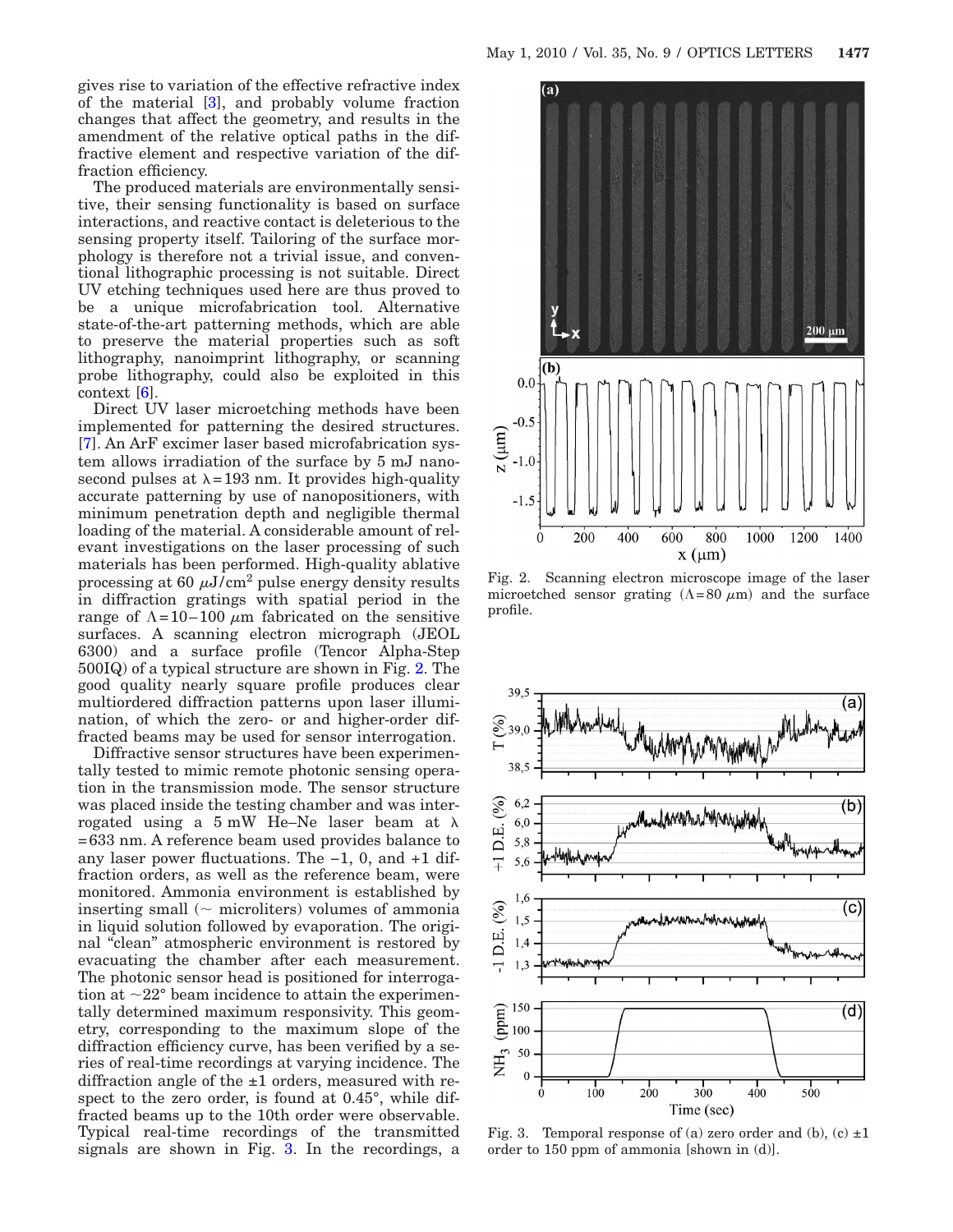gives rise to variation of the effective refractive index of the material [3], and probably volume fraction changes that affect the geometry, and results in the amendment of the relative optical paths in the diffractive element and respective variation of the diffraction efficiency.

The produced materials are environmentally sensitive, their sensing functionality is based on surface interactions, and reactive contact is deleterious to the sensing property itself. Tailoring of the surface morphology is therefore not a trivial issue, and conventional lithographic processing is not suitable. Direct UV etching techniques used here are thus proved to be a unique microfabrication tool. Alternative state-of-the-art patterning methods, which are able to preserve the material properties such as soft lithography, nanoimprint lithography, or scanning probe lithography, could also be exploited in this context [6].

Direct UV laser microetching methods have been implemented for patterning the desired structures. [7]. An ArF excimer laser based microfabrication system allows irradiation of the surface by 5 mJ nanosecond pulses at $\lambda = 193$ nm. It provides high-quality accurate patterning by use of nanopositioners, with minimum penetration depth and negligible thermal loading of the material. A considerable amount of relevant investigations on the laser processing of such materials has been performed. High-quality ablative processing at 60 $\mu J/cm^2$ pulse energy density results in diffraction gratings with spatial period in the range of $\Lambda = 10-100$ $\mu m$ fabricated on the sensitive surfaces. A scanning electron micrograph (JEOL 6300) and a surface profile (Tencor Alpha-Step 500IQ) of a typical structure are shown in Fig. 2. The good quality nearly square profile produces clear multiordered diffraction patterns upon laser illumination, of which the zero- or and higher-order diffracted beams may be used for sensor interrogation.

Diffractive sensor structures have been experimentally tested to mimic remote photonic sensing operation in the transmission mode. The sensor structure was placed inside the testing chamber and was interrogated using a 5 mW He–Ne laser beam at $\lambda = 633$ nm. A reference beam used provides balance to any laser power fluctuations. The −1, 0, and +1 diffraction orders, as well as the reference beam, were monitored. Ammonia environment is established by inserting small (~ microliters) volumes of ammonia in liquid solution followed by evaporation. The original "clean" atmospheric environment is restored by evacuating the chamber after each measurement. The photonic sensor head is positioned for interrogation at ~22° beam incidence to attain the experimentally determined maximum responsivity. This geometry, corresponding to the maximum slope of the diffraction efficiency curve, has been verified by a series of real-time recordings at varying incidence. The diffraction angle of the ±1 orders, measured with respect to the zero order, is found at 0.45°, while diffracted beams up to the 10th order were observable. Typical real-time recordings of the transmitted signals are shown in Fig. 3. In the recordings, a

Fig. 2. Scanning electron microscope image of the laser microetched sensor grating ($\Lambda = 80$ $\mu m$) and the surface profile.

Fig. 3. Temporal response of (a) zero order and (b), (c) ±1 order to 150 ppm of ammonia [shown in (d)].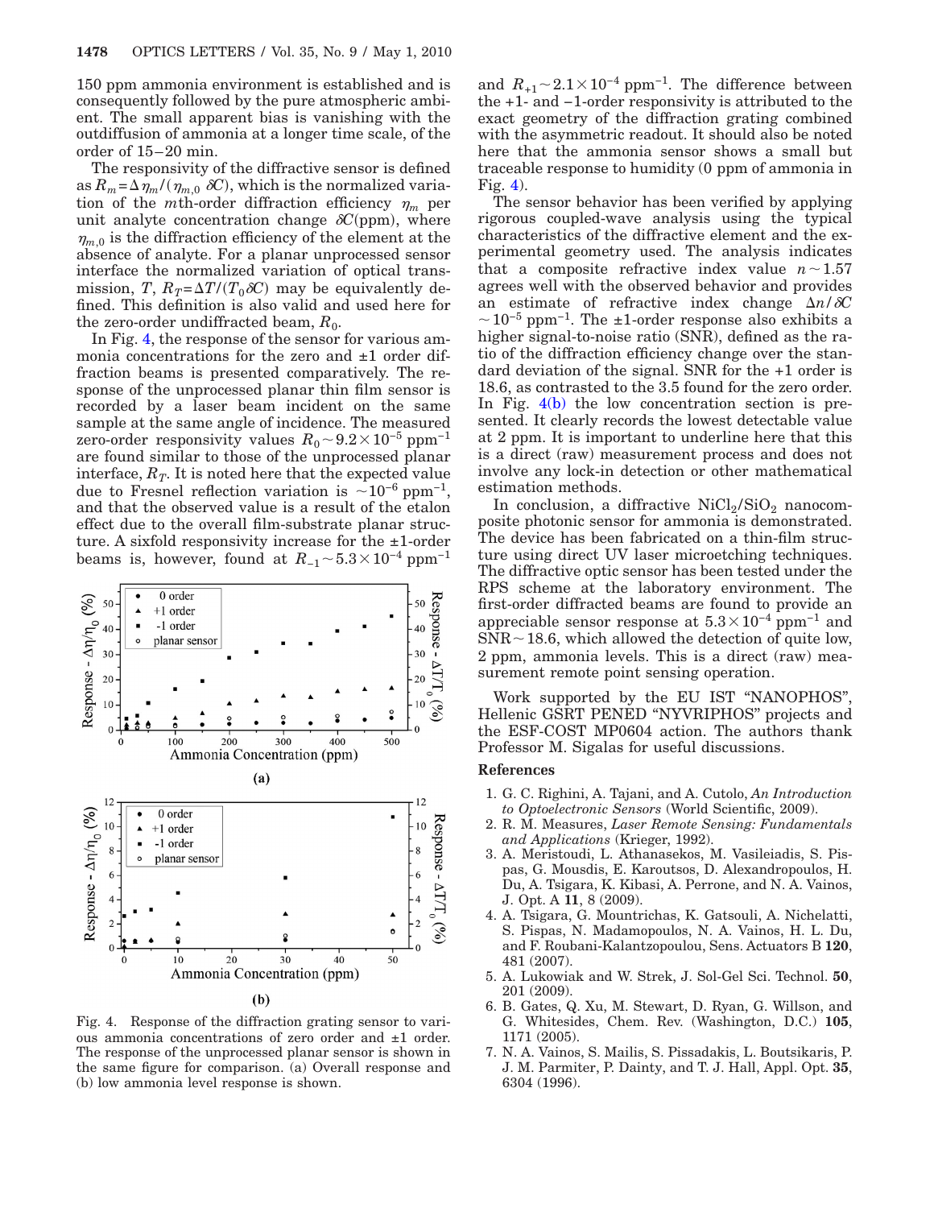150 ppm ammonia environment is established and is consequently followed by the pure atmospheric ambient. The small apparent bias is vanishing with the outdiffusion of ammonia at a longer time scale, of the order of 15–20 min.

The responsivity of the diffractive sensor is defined as $R_m = \Delta\eta_m/(\eta_{m,0}\ \delta C)$, which is the normalized variation of the $m$th-order diffraction efficiency $\eta_m$ per unit analyte concentration change $\delta C$(ppm), where $\eta_{m,0}$ is the diffraction efficiency of the element at the absence of analyte. For a planar unprocessed sensor interface the normalized variation of optical transmission, $T$, $R_T = \Delta T/(T_0 \delta C)$ may be equivalently defined. This definition is also valid and used here for the zero-order undiffracted beam, $R_0$.

In Fig. 4, the response of the sensor for various ammonia concentrations for the zero and ±1 order diffraction beams is presented comparatively. The response of the unprocessed planar thin film sensor is recorded by a laser beam incident on the same sample at the same angle of incidence. The measured zero-order responsivity values $R_0 \sim 9.2\times10^{-5}$ ppm$^{-1}$ are found similar to those of the unprocessed planar interface, $R_T$. It is noted here that the expected value due to Fresnel reflection variation is $\sim 10^{-6}$ ppm$^{-1}$, and that the observed value is a result of the etalon effect due to the overall film-substrate planar structure. A sixfold responsivity increase for the ±1-order beams is, however, found at $R_{-1} \sim 5.3\times10^{-4}$ ppm$^{-1}$ and $R_{+1} \sim 2.1\times10^{-4}$ ppm$^{-1}$. The difference between the +1- and −1-order responsivity is attributed to the exact geometry of the diffraction grating combined with the asymmetric readout. It should also be noted here that the ammonia sensor shows a small but traceable response to humidity (0 ppm of ammonia in Fig. 4).

The sensor behavior has been verified by applying rigorous coupled-wave analysis using the typical characteristics of the diffractive element and the experimental geometry used. The analysis indicates that a composite refractive index value $n \sim 1.57$ agrees well with the observed behavior and provides an estimate of refractive index change $\Delta n/\delta C \sim 10^{-5}$ ppm$^{-1}$. The ±1-order response also exhibits a higher signal-to-noise ratio (SNR), defined as the ratio of the diffraction efficiency change over the standard deviation of the signal. SNR for the +1 order is 18.6, as contrasted to the 3.5 found for the zero order. In Fig. 4(b) the low concentration section is presented. It clearly records the lowest detectable value at 2 ppm. It is important to underline here that this is a direct (raw) measurement process and does not involve any lock-in detection or other mathematical estimation methods.

In conclusion, a diffractive $NiCl_2/SiO_2$ nanocomposite photonic sensor for ammonia is demonstrated. The device has been fabricated on a thin-film structure using direct UV laser microetching techniques. The diffractive optic sensor has been tested under the RPS scheme at the laboratory environment. The first-order diffracted beams are found to provide an appreciable sensor response at $5.3\times10^{-4}$ ppm$^{-1}$ and SNR$\sim$18.6, which allowed the detection of quite low, 2 ppm, ammonia levels. This is a direct (raw) measurement remote point sensing operation.

Work supported by the EU IST "NANOPHOS", Hellenic GSRT PENED "NYVRIPHOS" projects and the ESF-COST MP0604 action. The authors thank Professor M. Sigalas for useful discussions.

(a)

Response - Δη/η₀ (%)

Response - ΔT/T₀ (%)

Ammonia Concentration (ppm)

0 order
+1 order
-1 order
planar sensor

(b)

Response - Δη/η₀ (%)

Response - ΔT/T₀ (%)

Ammonia Concentration (ppm)

0 order
+1 order
-1 order
planar sensor

Fig. 4. Response of the diffraction grating sensor to various ammonia concentrations of zero order and ±1 order. The response of the unprocessed planar sensor is shown in the same figure for comparison. (a) Overall response and (b) low ammonia level response is shown.

## References

1. G. C. Righini, A. Tajani, and A. Cutolo, *An Introduction to Optoelectronic Sensors* (World Scientific, 2009).
2. R. M. Measures, *Laser Remote Sensing: Fundamentals and Applications* (Krieger, 1992).
3. A. Meristoudi, L. Athanasekos, M. Vasileiadis, S. Pispas, G. Mousdis, E. Karoutsos, D. Alexandropoulos, H. Du, A. Tsigara, K. Kibasi, A. Perrone, and N. A. Vainos, J. Opt. A **11**, 8 (2009).
4. A. Tsigara, G. Mountrichas, K. Gatsouli, A. Nichelatti, S. Pispas, N. Madamopoulos, N. A. Vainos, H. L. Du, and F. Roubani-Kalantzopoulou, Sens. Actuators B **120**, 481 (2007).
5. A. Lukowiak and W. Strek, J. Sol-Gel Sci. Technol. **50**, 201 (2009).
6. B. Gates, Q. Xu, M. Stewart, D. Ryan, G. Willson, and G. Whitesides, Chem. Rev. (Washington, D.C.) **105**, 1171 (2005).
7. N. A. Vainos, S. Mailis, S. Pissadakis, L. Boutsikaris, P. J. M. Parmiter, P. Dainty, and T. J. Hall, Appl. Opt. **35**, 6304 (1996).